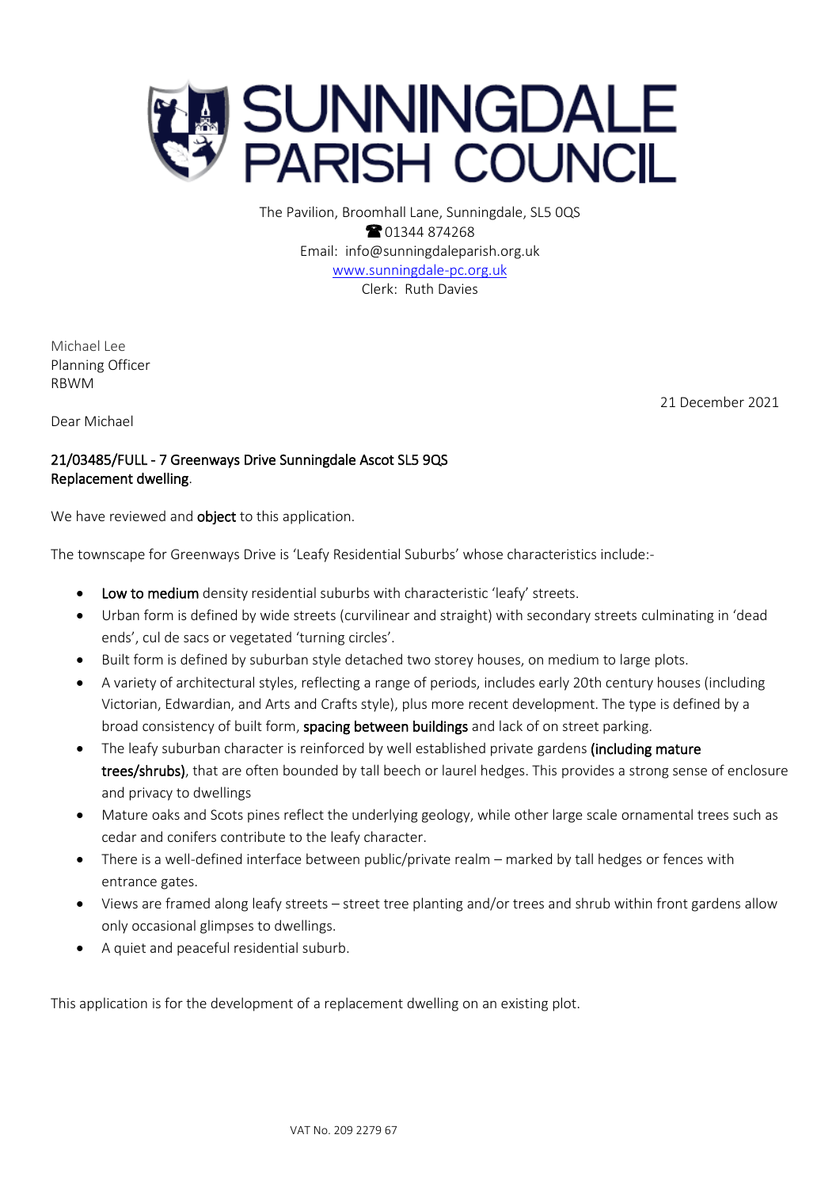# SUNNINGDALE PARISH COUNCIL

The Pavilion, Broomhall Lane, Sunningdale, SL5 0QS
☎ 01344 874268
Email: info@sunningdaleparish.org.uk
www.sunningdale-pc.org.uk
Clerk: Ruth Davies

Michael Lee
Planning Officer
RBWM

21 December 2021

Dear Michael

**21/03485/FULL - 7 Greenways Drive Sunningdale Ascot SL5 9QS**
**Replacement dwelling**.

We have reviewed and **object** to this application.

The townscape for Greenways Drive is 'Leafy Residential Suburbs' whose characteristics include:-

- **Low to medium** density residential suburbs with characteristic 'leafy' streets.
- Urban form is defined by wide streets (curvilinear and straight) with secondary streets culminating in 'dead ends', cul de sacs or vegetated 'turning circles'.
- Built form is defined by suburban style detached two storey houses, on medium to large plots.
- A variety of architectural styles, reflecting a range of periods, includes early 20th century houses (including Victorian, Edwardian, and Arts and Crafts style), plus more recent development. The type is defined by a broad consistency of built form, **spacing between buildings** and lack of on street parking.
- The leafy suburban character is reinforced by well established private gardens **(including mature trees/shrubs)**, that are often bounded by tall beech or laurel hedges. This provides a strong sense of enclosure and privacy to dwellings
- Mature oaks and Scots pines reflect the underlying geology, while other large scale ornamental trees such as cedar and conifers contribute to the leafy character.
- There is a well-defined interface between public/private realm – marked by tall hedges or fences with entrance gates.
- Views are framed along leafy streets – street tree planting and/or trees and shrub within front gardens allow only occasional glimpses to dwellings.
- A quiet and peaceful residential suburb.

This application is for the development of a replacement dwelling on an existing plot.

VAT No. 209 2279 67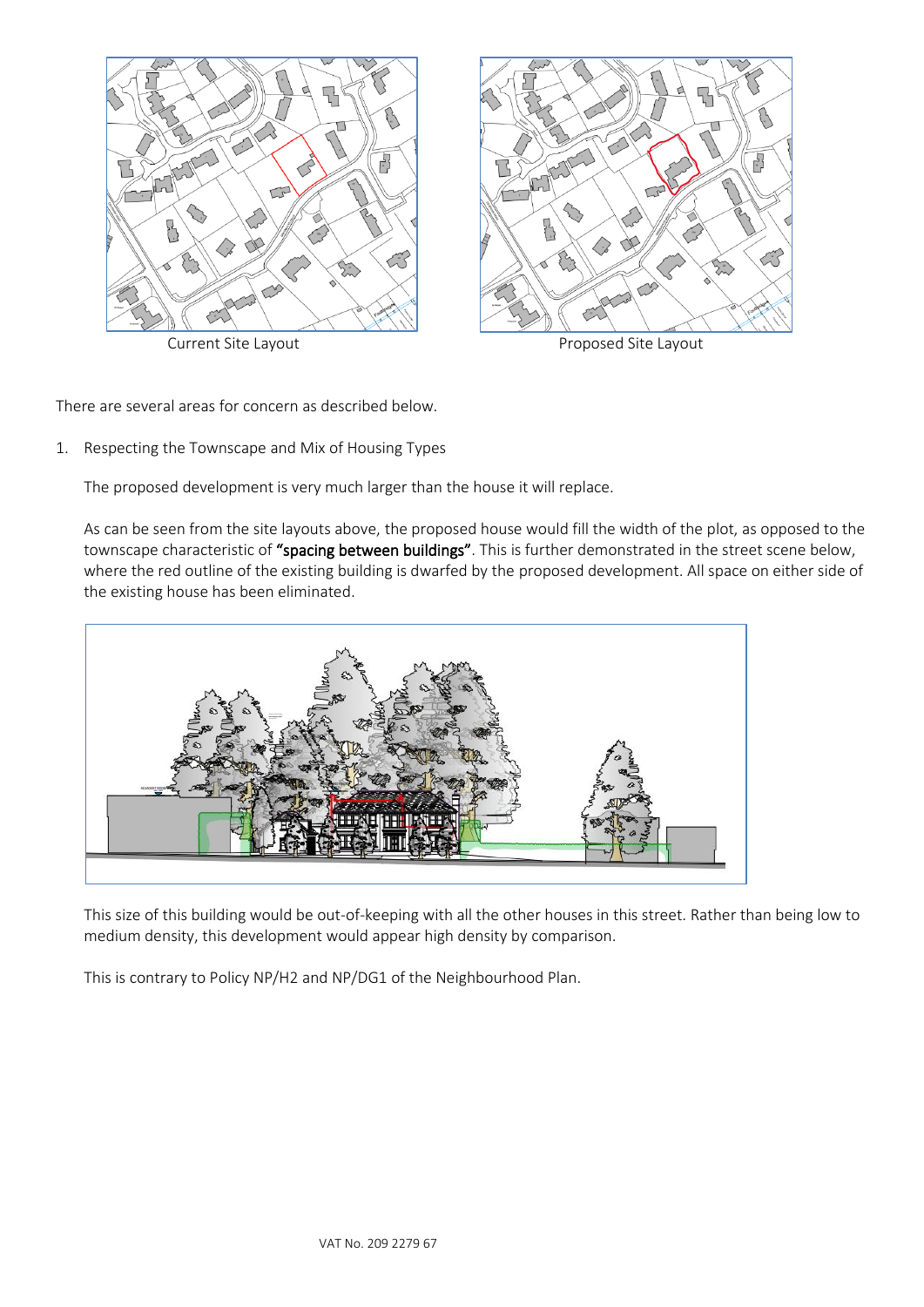Current Site Layout

Proposed Site Layout

There are several areas for concern as described below.

1. Respecting the Townscape and Mix of Housing Types

   The proposed development is very much larger than the house it will replace.

   As can be seen from the site layouts above, the proposed house would fill the width of the plot, as opposed to the townscape characteristic of **"spacing between buildings"**. This is further demonstrated in the street scene below, where the red outline of the existing building is dwarfed by the proposed development. All space on either side of the existing house has been eliminated.

   This size of this building would be out-of-keeping with all the other houses in this street. Rather than being low to medium density, this development would appear high density by comparison.

   This is contrary to Policy NP/H2 and NP/DG1 of the Neighbourhood Plan.

VAT No. 209 2279 67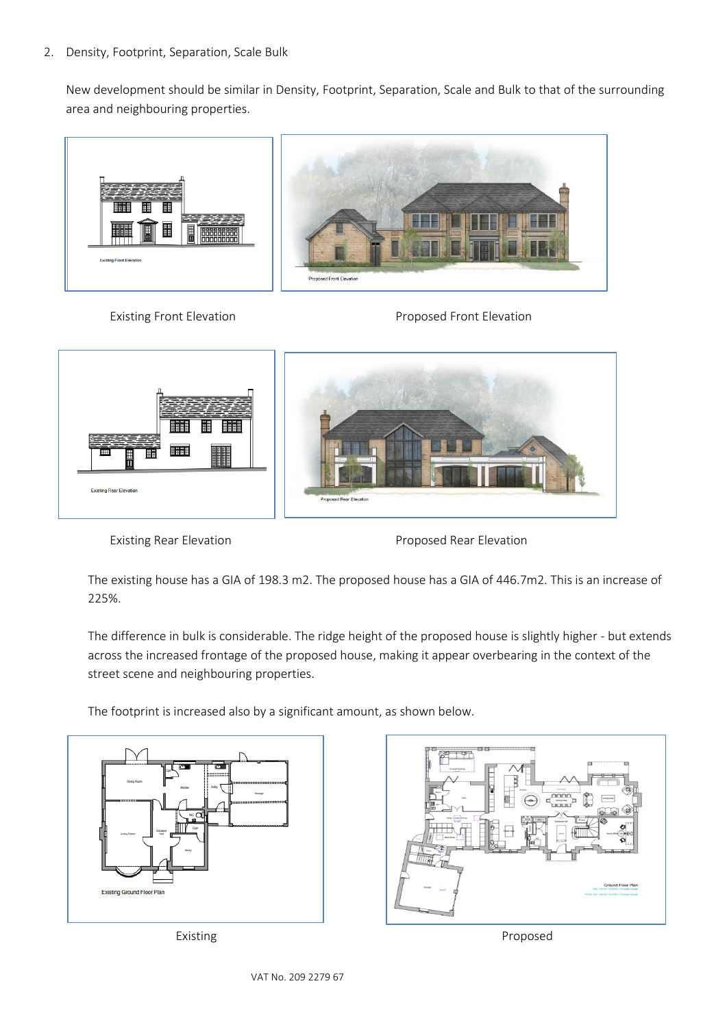2. Density, Footprint, Separation, Scale Bulk

New development should be similar in Density, Footprint, Separation, Scale and Bulk to that of the surrounding area and neighbouring properties.

Existing Front Elevation

Proposed Front Elevation

Existing Rear Elevation

Proposed Rear Elevation

The existing house has a GIA of 198.3 m2. The proposed house has a GIA of 446.7m2. This is an increase of 225%.

The difference in bulk is considerable. The ridge height of the proposed house is slightly higher - but extends across the increased frontage of the proposed house, making it appear overbearing in the context of the street scene and neighbouring properties.

The footprint is increased also by a significant amount, as shown below.

Existing

Proposed

VAT No. 209 2279 67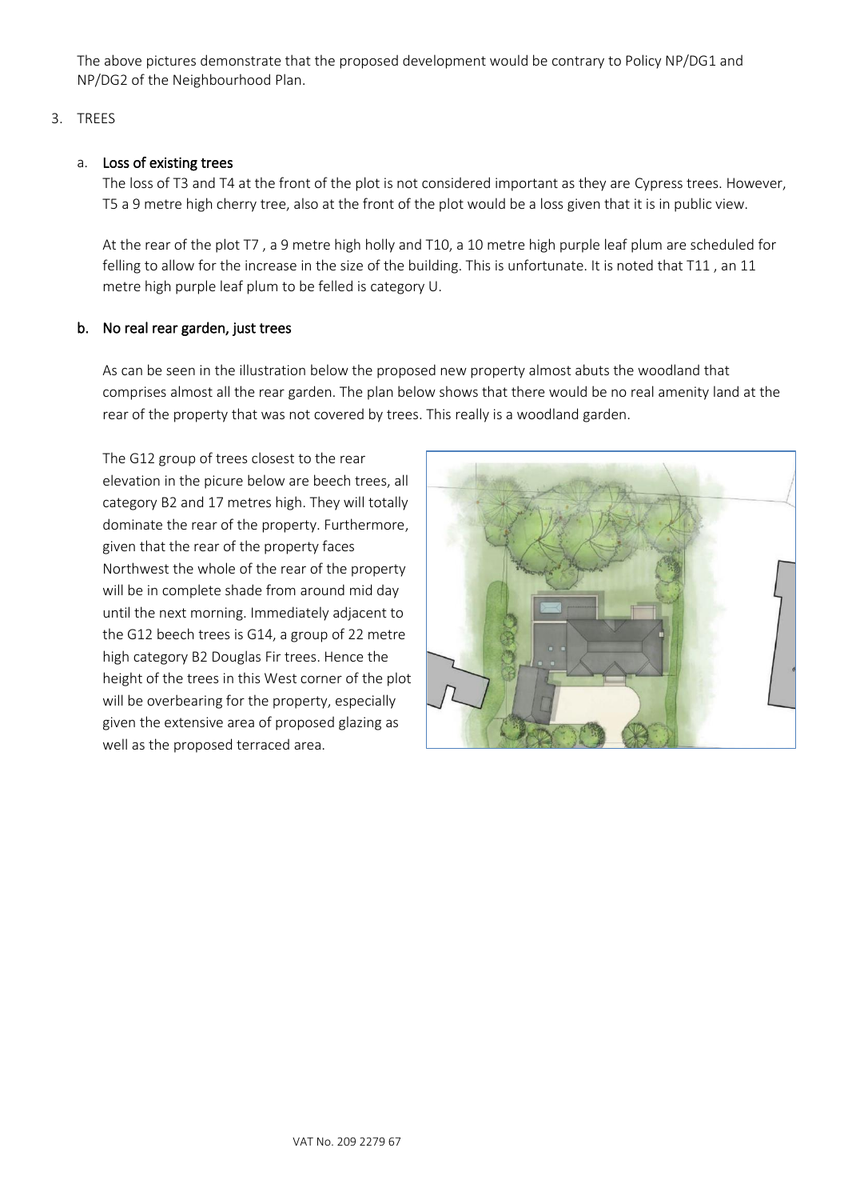The above pictures demonstrate that the proposed development would be contrary to Policy NP/DG1 and NP/DG2 of the Neighbourhood Plan.

3. TREES

   a. **Loss of existing trees**

   The loss of T3 and T4 at the front of the plot is not considered important as they are Cypress trees. However, T5 a 9 metre high cherry tree, also at the front of the plot would be a loss given that it is in public view.

   At the rear of the plot T7 , a 9 metre high holly and T10, a 10 metre high purple leaf plum are scheduled for felling to allow for the increase in the size of the building. This is unfortunate. It is noted that T11 , an 11 metre high purple leaf plum to be felled is category U.

   b. **No real rear garden, just trees**

   As can be seen in the illustration below the proposed new property almost abuts the woodland that comprises almost all the rear garden. The plan below shows that there would be no real amenity land at the rear of the property that was not covered by trees. This really is a woodland garden.

   The G12 group of trees closest to the rear elevation in the picure below are beech trees, all category B2 and 17 metres high. They will totally dominate the rear of the property. Furthermore, given that the rear of the property faces Northwest the whole of the rear of the property will be in complete shade from around mid day until the next morning. Immediately adjacent to the G12 beech trees is G14, a group of 22 metre high category B2 Douglas Fir trees. Hence the height of the trees in this West corner of the plot will be overbearing for the property, especially given the extensive area of proposed glazing as well as the proposed terraced area.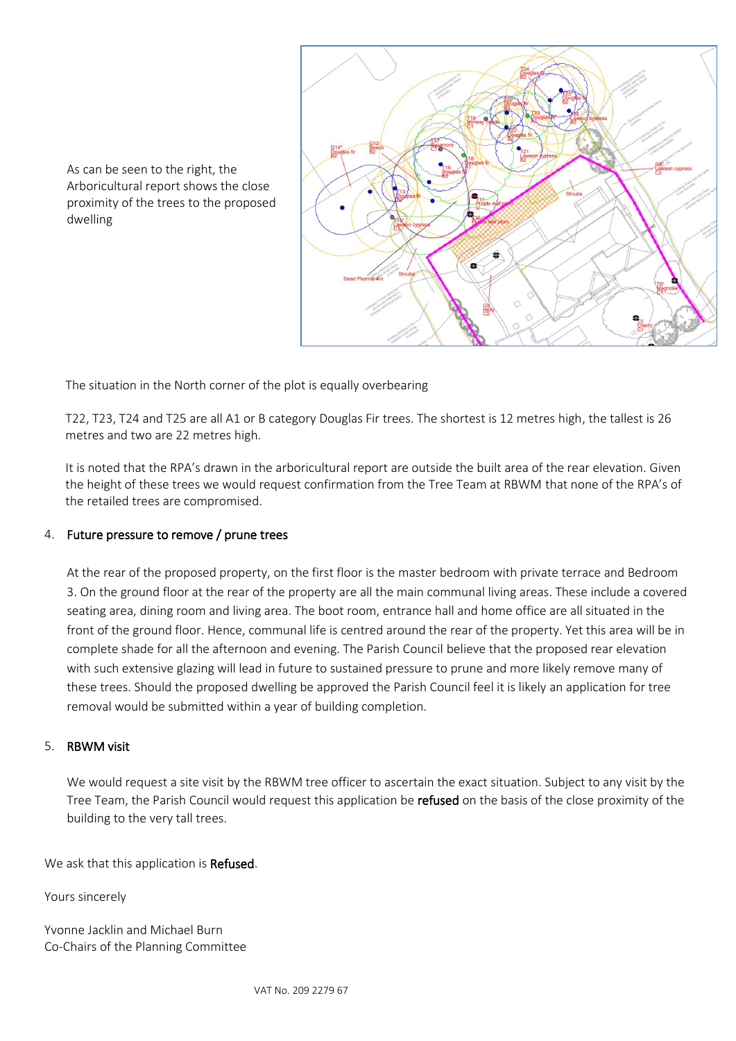As can be seen to the right, the Arboricultural report shows the close proximity of the trees to the proposed dwelling

The situation in the North corner of the plot is equally overbearing

T22, T23, T24 and T25 are all A1 or B category Douglas Fir trees. The shortest is 12 metres high, the tallest is 26 metres and two are 22 metres high.

It is noted that the RPA's drawn in the arboricultural report are outside the built area of the rear elevation. Given the height of these trees we would request confirmation from the Tree Team at RBWM that none of the RPA's of the retailed trees are compromised.

4. Future pressure to remove / prune trees

At the rear of the proposed property, on the first floor is the master bedroom with private terrace and Bedroom 3. On the ground floor at the rear of the property are all the main communal living areas. These include a covered seating area, dining room and living area. The boot room, entrance hall and home office are all situated in the front of the ground floor. Hence, communal life is centred around the rear of the property. Yet this area will be in complete shade for all the afternoon and evening. The Parish Council believe that the proposed rear elevation with such extensive glazing will lead in future to sustained pressure to prune and more likely remove many of these trees. Should the proposed dwelling be approved the Parish Council feel it is likely an application for tree removal would be submitted within a year of building completion.

5. RBWM visit

We would request a site visit by the RBWM tree officer to ascertain the exact situation. Subject to any visit by the Tree Team, the Parish Council would request this application be **refused** on the basis of the close proximity of the building to the very tall trees.

We ask that this application is **Refused**.

Yours sincerely

Yvonne Jacklin and Michael Burn
Co-Chairs of the Planning Committee

VAT No. 209 2279 67